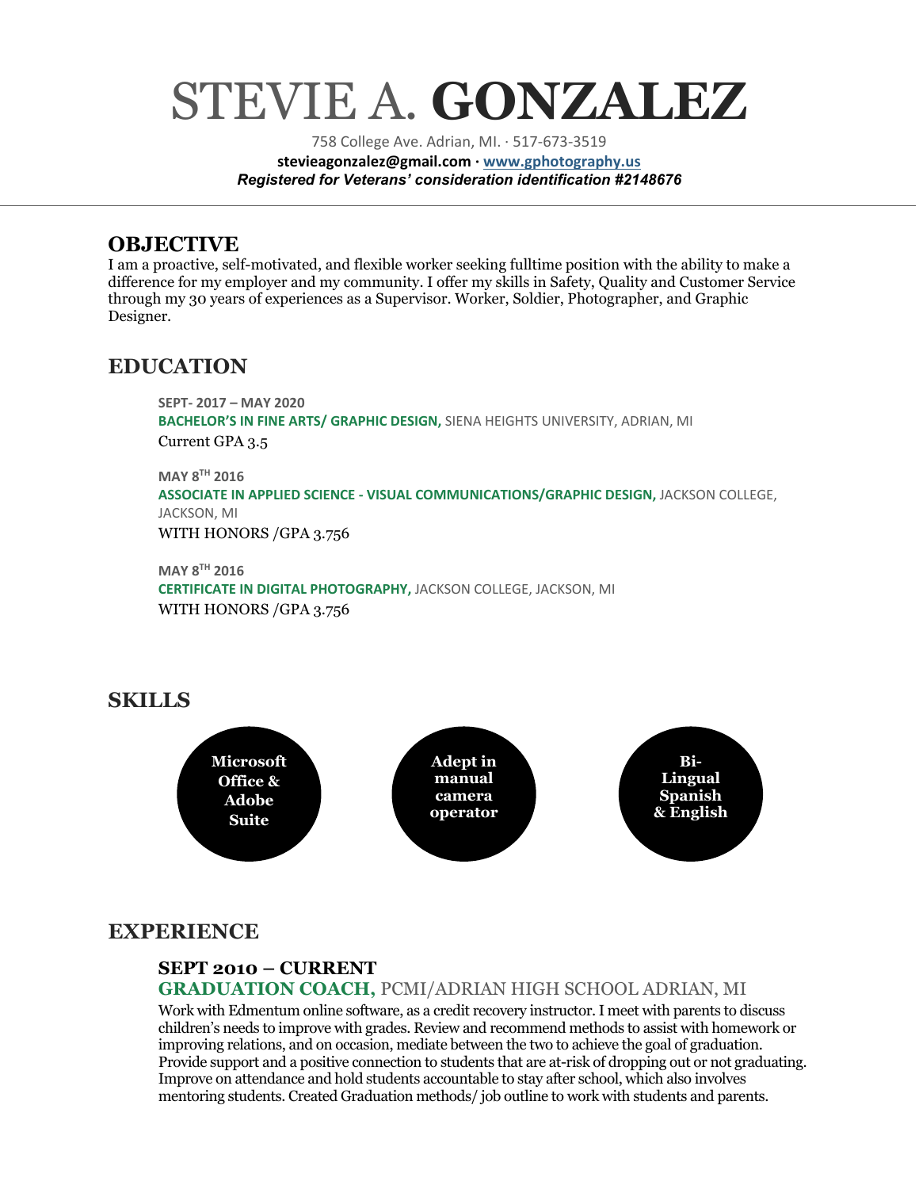# STEVIE A. **GONZALEZ**

758 College Ave. Adrian, MI. · 517-673-3519

**stevieagonzalez@gmail.com · www.gphotography.us**

***Registered for Veterans' consideration identification #2148676***

---

## OBJECTIVE

I am a proactive, self-motivated, and flexible worker seeking fulltime position with the ability to make a difference for my employer and my community. I offer my skills in Safety, Quality and Customer Service through my 30 years of experiences as a Supervisor. Worker, Soldier, Photographer, and Graphic Designer.

## EDUCATION

**SEPT- 2017 – MAY 2020**

**BACHELOR'S IN FINE ARTS/ GRAPHIC DESIGN,** SIENA HEIGHTS UNIVERSITY, ADRIAN, MI

Current GPA 3.5

**MAY 8TH 2016**

**ASSOCIATE IN APPLIED SCIENCE - VISUAL COMMUNICATIONS/GRAPHIC DESIGN,** JACKSON COLLEGE, JACKSON, MI

WITH HONORS /GPA 3.756

**MAY 8TH 2016**

**CERTIFICATE IN DIGITAL PHOTOGRAPHY,** JACKSON COLLEGE, JACKSON, MI

WITH HONORS /GPA 3.756

## SKILLS

- **Microsoft Office & Adobe Suite**
- **Adept in manual camera operator**
- **Bi-Lingual Spanish & English**

## EXPERIENCE

### SEPT 2010 – CURRENT

**GRADUATION COACH,** PCMI/ADRIAN HIGH SCHOOL ADRIAN, MI

Work with Edmentum online software, as a credit recovery instructor. I meet with parents to discuss children's needs to improve with grades. Review and recommend methods to assist with homework or improving relations, and on occasion, mediate between the two to achieve the goal of graduation. Provide support and a positive connection to students that are at-risk of dropping out or not graduating. Improve on attendance and hold students accountable to stay after school, which also involves mentoring students. Created Graduation methods/ job outline to work with students and parents.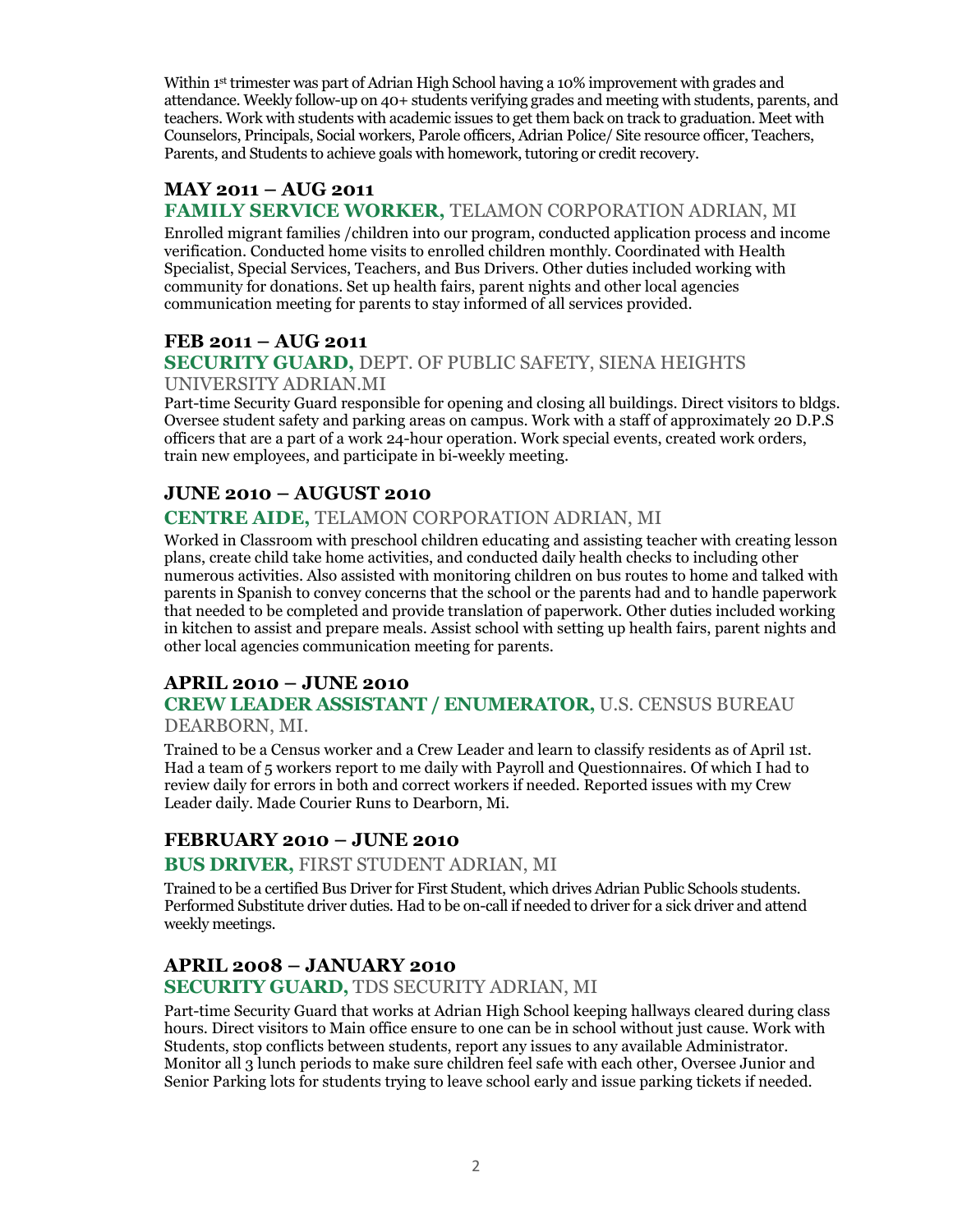Within 1st trimester was part of Adrian High School having a 10% improvement with grades and attendance. Weekly follow-up on 40+ students verifying grades and meeting with students, parents, and teachers. Work with students with academic issues to get them back on track to graduation. Meet with Counselors, Principals, Social workers, Parole officers, Adrian Police/ Site resource officer, Teachers, Parents, and Students to achieve goals with homework, tutoring or credit recovery.

### MAY 2011 – AUG 2011

**FAMILY SERVICE WORKER,** TELAMON CORPORATION ADRIAN, MI

Enrolled migrant families /children into our program, conducted application process and income verification. Conducted home visits to enrolled children monthly. Coordinated with Health Specialist, Special Services, Teachers, and Bus Drivers. Other duties included working with community for donations. Set up health fairs, parent nights and other local agencies communication meeting for parents to stay informed of all services provided.

### FEB 2011 – AUG 2011

**SECURITY GUARD,** DEPT. OF PUBLIC SAFETY, SIENA HEIGHTS UNIVERSITY ADRIAN.MI

Part-time Security Guard responsible for opening and closing all buildings. Direct visitors to bldgs. Oversee student safety and parking areas on campus. Work with a staff of approximately 20 D.P.S officers that are a part of a work 24-hour operation. Work special events, created work orders, train new employees, and participate in bi-weekly meeting.

### JUNE 2010 – AUGUST 2010

**CENTRE AIDE,** TELAMON CORPORATION ADRIAN, MI

Worked in Classroom with preschool children educating and assisting teacher with creating lesson plans, create child take home activities, and conducted daily health checks to including other numerous activities. Also assisted with monitoring children on bus routes to home and talked with parents in Spanish to convey concerns that the school or the parents had and to handle paperwork that needed to be completed and provide translation of paperwork. Other duties included working in kitchen to assist and prepare meals. Assist school with setting up health fairs, parent nights and other local agencies communication meeting for parents.

### APRIL 2010 – JUNE 2010

**CREW LEADER ASSISTANT / ENUMERATOR,** U.S. CENSUS BUREAU DEARBORN, MI.

Trained to be a Census worker and a Crew Leader and learn to classify residents as of April 1st. Had a team of 5 workers report to me daily with Payroll and Questionnaires. Of which I had to review daily for errors in both and correct workers if needed. Reported issues with my Crew Leader daily. Made Courier Runs to Dearborn, Mi.

### FEBRUARY 2010 – JUNE 2010

**BUS DRIVER,** FIRST STUDENT ADRIAN, MI

Trained to be a certified Bus Driver for First Student, which drives Adrian Public Schools students. Performed Substitute driver duties. Had to be on-call if needed to driver for a sick driver and attend weekly meetings.

### APRIL 2008 – JANUARY 2010

**SECURITY GUARD,** TDS SECURITY ADRIAN, MI

Part-time Security Guard that works at Adrian High School keeping hallways cleared during class hours. Direct visitors to Main office ensure to one can be in school without just cause. Work with Students, stop conflicts between students, report any issues to any available Administrator. Monitor all 3 lunch periods to make sure children feel safe with each other, Oversee Junior and Senior Parking lots for students trying to leave school early and issue parking tickets if needed.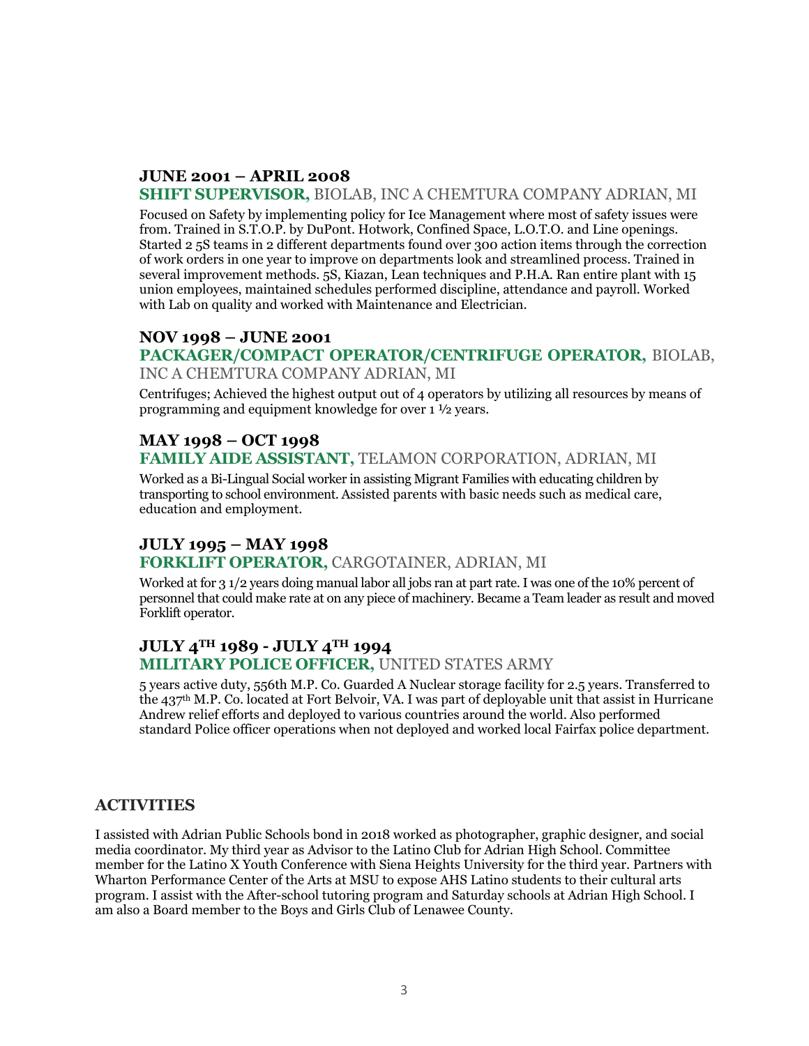### JUNE 2001 – APRIL 2008

**SHIFT SUPERVISOR,** BIOLAB, INC A CHEMTURA COMPANY ADRIAN, MI

Focused on Safety by implementing policy for Ice Management where most of safety issues were from. Trained in S.T.O.P. by DuPont. Hotwork, Confined Space, L.O.T.O. and Line openings. Started 2 5S teams in 2 different departments found over 300 action items through the correction of work orders in one year to improve on departments look and streamlined process. Trained in several improvement methods. 5S, Kiazan, Lean techniques and P.H.A. Ran entire plant with 15 union employees, maintained schedules performed discipline, attendance and payroll. Worked with Lab on quality and worked with Maintenance and Electrician.

### NOV 1998 – JUNE 2001

**PACKAGER/COMPACT OPERATOR/CENTRIFUGE OPERATOR,** BIOLAB, INC A CHEMTURA COMPANY ADRIAN, MI

Centrifuges; Achieved the highest output out of 4 operators by utilizing all resources by means of programming and equipment knowledge for over 1 ½ years.

### MAY 1998 – OCT 1998

**FAMILY AIDE ASSISTANT,** TELAMON CORPORATION, ADRIAN, MI

Worked as a Bi-Lingual Social worker in assisting Migrant Families with educating children by transporting to school environment. Assisted parents with basic needs such as medical care, education and employment.

### JULY 1995 – MAY 1998

**FORKLIFT OPERATOR,** CARGOTAINER, ADRIAN, MI

Worked at for 3 1/2 years doing manual labor all jobs ran at part rate. I was one of the 10% percent of personnel that could make rate at on any piece of machinery. Became a Team leader as result and moved Forklift operator.

### JULY 4TH 1989 - JULY 4TH 1994

**MILITARY POLICE OFFICER,** UNITED STATES ARMY

5 years active duty, 556th M.P. Co. Guarded A Nuclear storage facility for 2.5 years. Transferred to the 437th M.P. Co. located at Fort Belvoir, VA. I was part of deployable unit that assist in Hurricane Andrew relief efforts and deployed to various countries around the world. Also performed standard Police officer operations when not deployed and worked local Fairfax police department.

## ACTIVITIES

I assisted with Adrian Public Schools bond in 2018 worked as photographer, graphic designer, and social media coordinator. My third year as Advisor to the Latino Club for Adrian High School. Committee member for the Latino X Youth Conference with Siena Heights University for the third year. Partners with Wharton Performance Center of the Arts at MSU to expose AHS Latino students to their cultural arts program. I assist with the After-school tutoring program and Saturday schools at Adrian High School. I am also a Board member to the Boys and Girls Club of Lenawee County.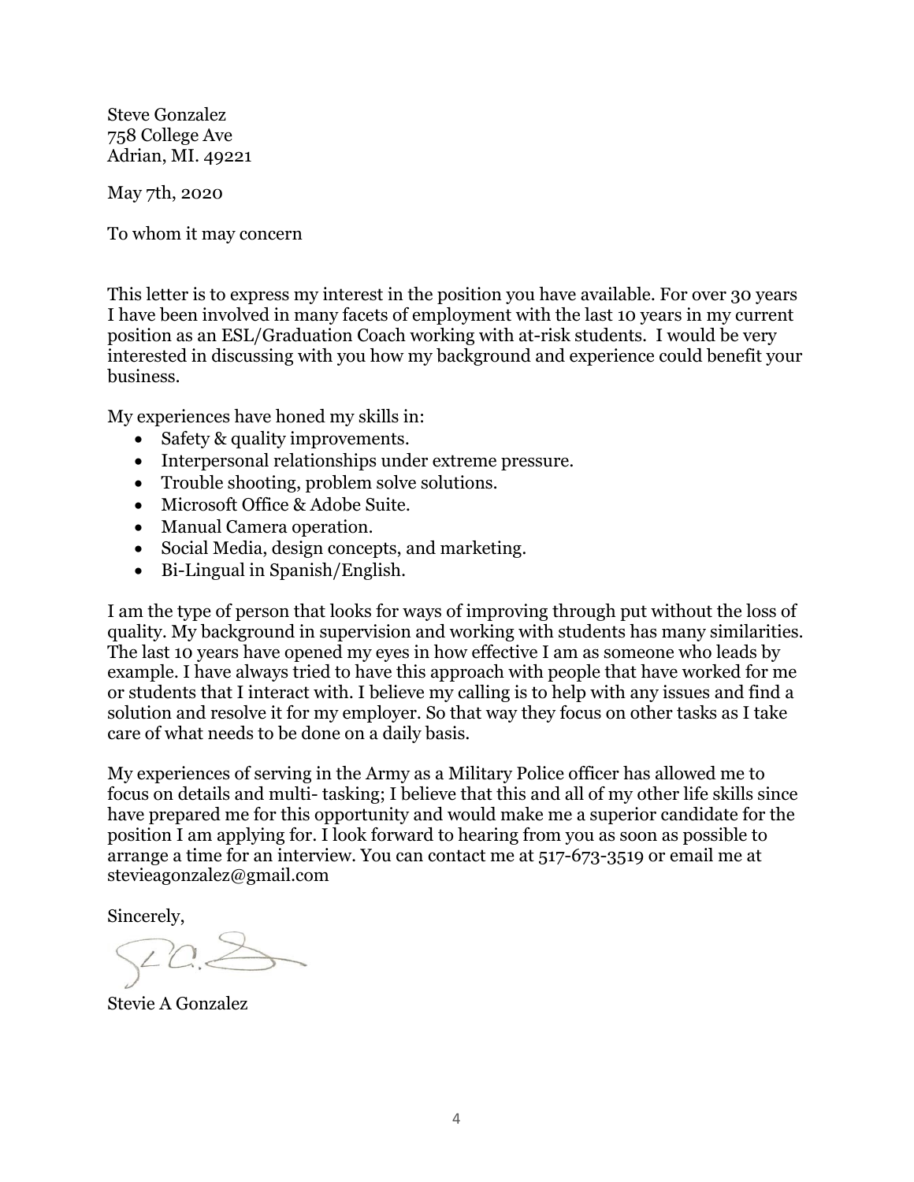Steve Gonzalez
758 College Ave
Adrian, MI. 49221

May 7th, 2020

To whom it may concern

This letter is to express my interest in the position you have available. For over 30 years I have been involved in many facets of employment with the last 10 years in my current position as an ESL/Graduation Coach working with at-risk students. I would be very interested in discussing with you how my background and experience could benefit your business.

My experiences have honed my skills in:

- Safety & quality improvements.
- Interpersonal relationships under extreme pressure.
- Trouble shooting, problem solve solutions.
- Microsoft Office & Adobe Suite.
- Manual Camera operation.
- Social Media, design concepts, and marketing.
- Bi-Lingual in Spanish/English.

I am the type of person that looks for ways of improving through put without the loss of quality. My background in supervision and working with students has many similarities. The last 10 years have opened my eyes in how effective I am as someone who leads by example. I have always tried to have this approach with people that have worked for me or students that I interact with. I believe my calling is to help with any issues and find a solution and resolve it for my employer. So that way they focus on other tasks as I take care of what needs to be done on a daily basis.

My experiences of serving in the Army as a Military Police officer has allowed me to focus on details and multi- tasking; I believe that this and all of my other life skills since have prepared me for this opportunity and would make me a superior candidate for the position I am applying for. I look forward to hearing from you as soon as possible to arrange a time for an interview. You can contact me at 517-673-3519 or email me at stevieagonzalez@gmail.com

Sincerely,

Stevie A Gonzalez